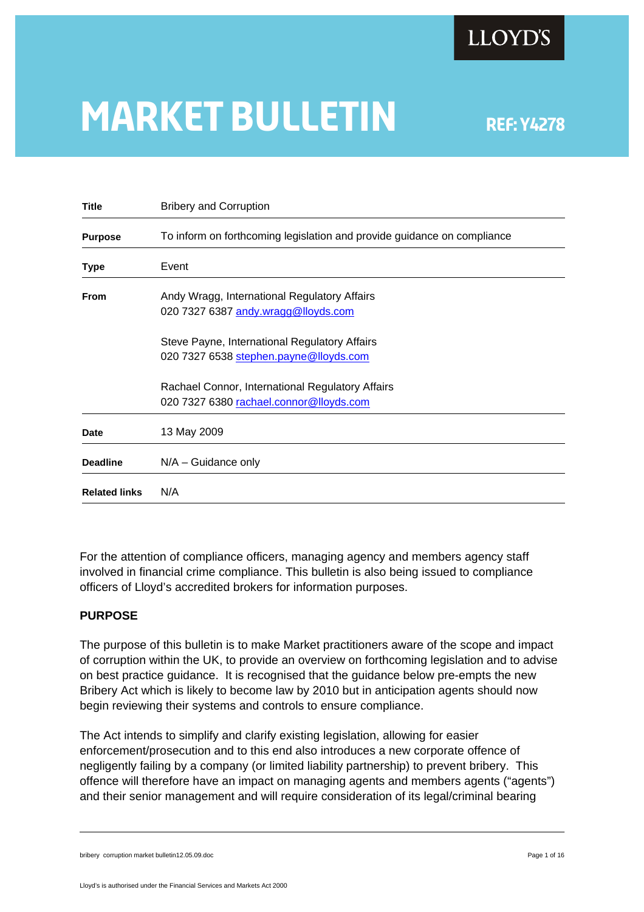LLOYD'S

# MARKET BULLETIN

**REF: Y4278**

| | |
|---|---|
| **Title** | Bribery and Corruption |
| **Purpose** | To inform on forthcoming legislation and provide guidance on compliance |
| **Type** | Event |
| **From** | Andy Wragg, International Regulatory Affairs<br>020 7327 6387 andy.wragg@lloyds.com<br><br>Steve Payne, International Regulatory Affairs<br>020 7327 6538 stephen.payne@lloyds.com<br><br>Rachael Connor, International Regulatory Affairs<br>020 7327 6380 rachael.connor@lloyds.com |
| **Date** | 13 May 2009 |
| **Deadline** | N/A – Guidance only |
| **Related links** | N/A |

For the attention of compliance officers, managing agency and members agency staff involved in financial crime compliance. This bulletin is also being issued to compliance officers of Lloyd's accredited brokers for information purposes.

**PURPOSE**

The purpose of this bulletin is to make Market practitioners aware of the scope and impact of corruption within the UK, to provide an overview on forthcoming legislation and to advise on best practice guidance. It is recognised that the guidance below pre-empts the new Bribery Act which is likely to become law by 2010 but in anticipation agents should now begin reviewing their systems and controls to ensure compliance.

The Act intends to simplify and clarify existing legislation, allowing for easier enforcement/prosecution and to this end also introduces a new corporate offence of negligently failing by a company (or limited liability partnership) to prevent bribery. This offence will therefore have an impact on managing agents and members agents ("agents") and their senior management and will require consideration of its legal/criminal bearing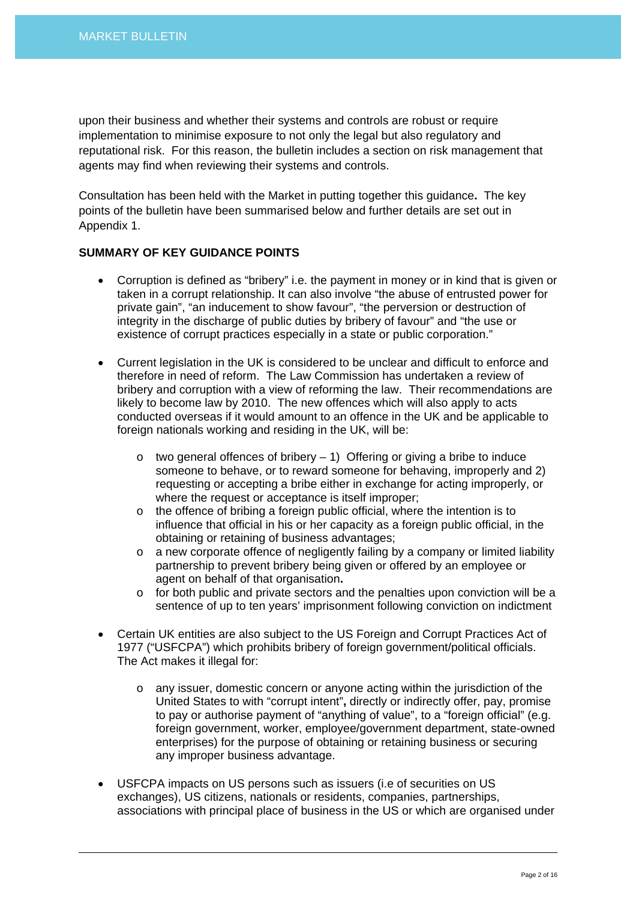upon their business and whether their systems and controls are robust or require implementation to minimise exposure to not only the legal but also regulatory and reputational risk. For this reason, the bulletin includes a section on risk management that agents may find when reviewing their systems and controls.

Consultation has been held with the Market in putting together this guidance**.** The key points of the bulletin have been summarised below and further details are set out in Appendix 1.

**SUMMARY OF KEY GUIDANCE POINTS**

- Corruption is defined as "bribery" i.e. the payment in money or in kind that is given or taken in a corrupt relationship. It can also involve "the abuse of entrusted power for private gain", "an inducement to show favour", "the perversion or destruction of integrity in the discharge of public duties by bribery of favour" and "the use or existence of corrupt practices especially in a state or public corporation."

- Current legislation in the UK is considered to be unclear and difficult to enforce and therefore in need of reform. The Law Commission has undertaken a review of bribery and corruption with a view of reforming the law. Their recommendations are likely to become law by 2010. The new offences which will also apply to acts conducted overseas if it would amount to an offence in the UK and be applicable to foreign nationals working and residing in the UK, will be:

  - two general offences of bribery – 1) Offering or giving a bribe to induce someone to behave, or to reward someone for behaving, improperly and 2) requesting or accepting a bribe either in exchange for acting improperly, or where the request or acceptance is itself improper;
  - the offence of bribing a foreign public official, where the intention is to influence that official in his or her capacity as a foreign public official, in the obtaining or retaining of business advantages;
  - a new corporate offence of negligently failing by a company or limited liability partnership to prevent bribery being given or offered by an employee or agent on behalf of that organisation**.**
  - for both public and private sectors and the penalties upon conviction will be a sentence of up to ten years' imprisonment following conviction on indictment

- Certain UK entities are also subject to the US Foreign and Corrupt Practices Act of 1977 ("USFCPA") which prohibits bribery of foreign government/political officials. The Act makes it illegal for:

  - any issuer, domestic concern or anyone acting within the jurisdiction of the United States to with "corrupt intent"**,** directly or indirectly offer, pay, promise to pay or authorise payment of "anything of value", to a "foreign official" (e.g. foreign government, worker, employee/government department, state-owned enterprises) for the purpose of obtaining or retaining business or securing any improper business advantage.

- USFCPA impacts on US persons such as issuers (i.e of securities on US exchanges), US citizens, nationals or residents, companies, partnerships, associations with principal place of business in the US or which are organised under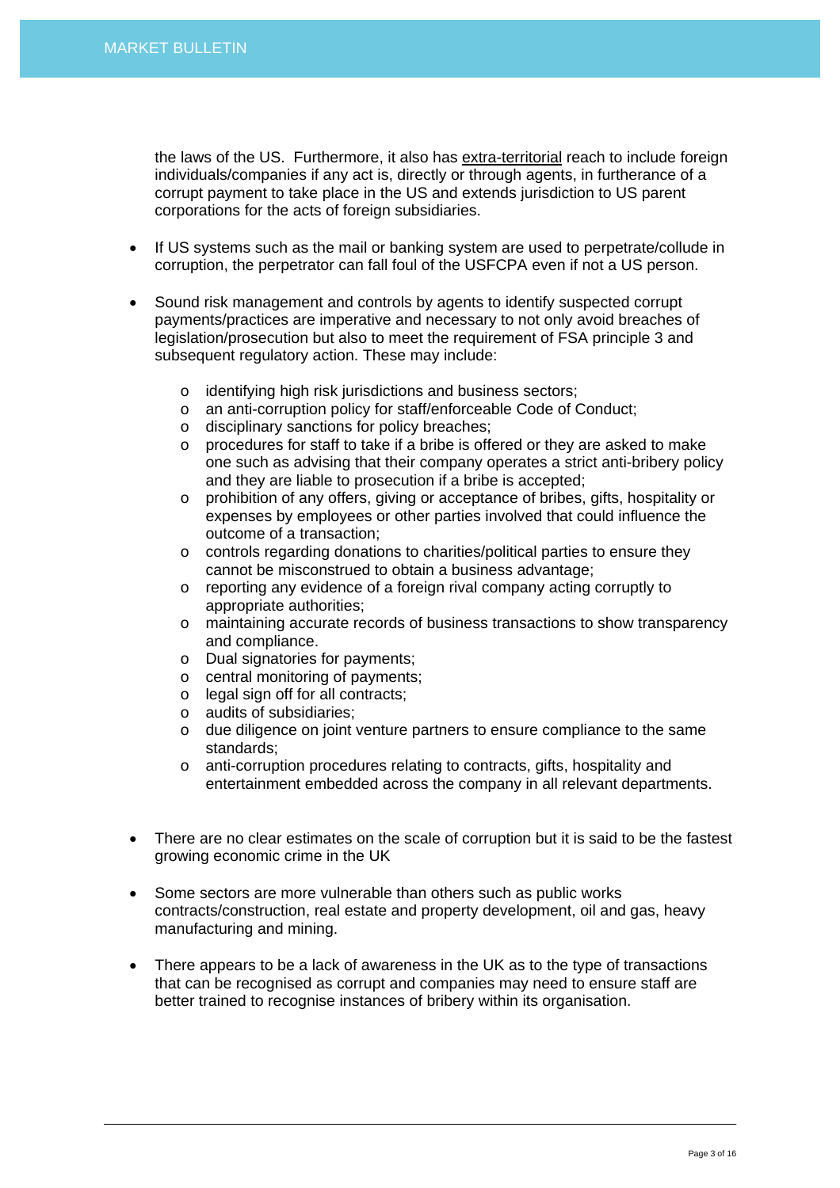the laws of the US. Furthermore, it also has extra-territorial reach to include foreign individuals/companies if any act is, directly or through agents, in furtherance of a corrupt payment to take place in the US and extends jurisdiction to US parent corporations for the acts of foreign subsidiaries.

- If US systems such as the mail or banking system are used to perpetrate/collude in corruption, the perpetrator can fall foul of the USFCPA even if not a US person.

- Sound risk management and controls by agents to identify suspected corrupt payments/practices are imperative and necessary to not only avoid breaches of legislation/prosecution but also to meet the requirement of FSA principle 3 and subsequent regulatory action. These may include:

    - identifying high risk jurisdictions and business sectors;
    - an anti-corruption policy for staff/enforceable Code of Conduct;
    - disciplinary sanctions for policy breaches;
    - procedures for staff to take if a bribe is offered or they are asked to make one such as advising that their company operates a strict anti-bribery policy and they are liable to prosecution if a bribe is accepted;
    - prohibition of any offers, giving or acceptance of bribes, gifts, hospitality or expenses by employees or other parties involved that could influence the outcome of a transaction;
    - controls regarding donations to charities/political parties to ensure they cannot be misconstrued to obtain a business advantage;
    - reporting any evidence of a foreign rival company acting corruptly to appropriate authorities;
    - maintaining accurate records of business transactions to show transparency and compliance.
    - Dual signatories for payments;
    - central monitoring of payments;
    - legal sign off for all contracts;
    - audits of subsidiaries;
    - due diligence on joint venture partners to ensure compliance to the same standards;
    - anti-corruption procedures relating to contracts, gifts, hospitality and entertainment embedded across the company in all relevant departments.

- There are no clear estimates on the scale of corruption but it is said to be the fastest growing economic crime in the UK

- Some sectors are more vulnerable than others such as public works contracts/construction, real estate and property development, oil and gas, heavy manufacturing and mining.

- There appears to be a lack of awareness in the UK as to the type of transactions that can be recognised as corrupt and companies may need to ensure staff are better trained to recognise instances of bribery within its organisation.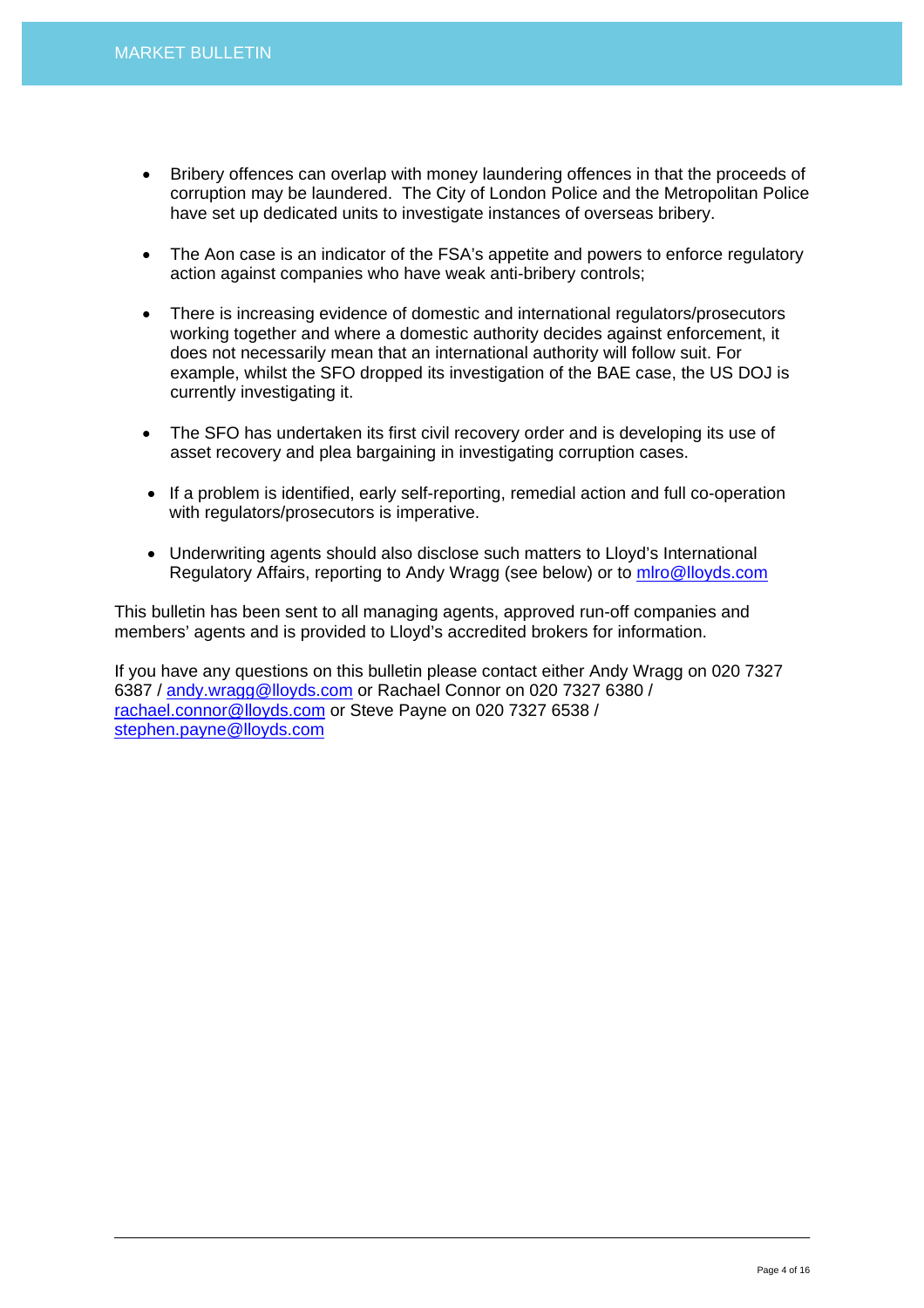- Bribery offences can overlap with money laundering offences in that the proceeds of corruption may be laundered. The City of London Police and the Metropolitan Police have set up dedicated units to investigate instances of overseas bribery.

- The Aon case is an indicator of the FSA's appetite and powers to enforce regulatory action against companies who have weak anti-bribery controls;

- There is increasing evidence of domestic and international regulators/prosecutors working together and where a domestic authority decides against enforcement, it does not necessarily mean that an international authority will follow suit. For example, whilst the SFO dropped its investigation of the BAE case, the US DOJ is currently investigating it.

- The SFO has undertaken its first civil recovery order and is developing its use of asset recovery and plea bargaining in investigating corruption cases.

- If a problem is identified, early self-reporting, remedial action and full co-operation with regulators/prosecutors is imperative.

- Underwriting agents should also disclose such matters to Lloyd's International Regulatory Affairs, reporting to Andy Wragg (see below) or to mlro@lloyds.com

This bulletin has been sent to all managing agents, approved run-off companies and members' agents and is provided to Lloyd's accredited brokers for information.

If you have any questions on this bulletin please contact either Andy Wragg on 020 7327 6387 / andy.wragg@lloyds.com or Rachael Connor on 020 7327 6380 / rachael.connor@lloyds.com or Steve Payne on 020 7327 6538 / stephen.payne@lloyds.com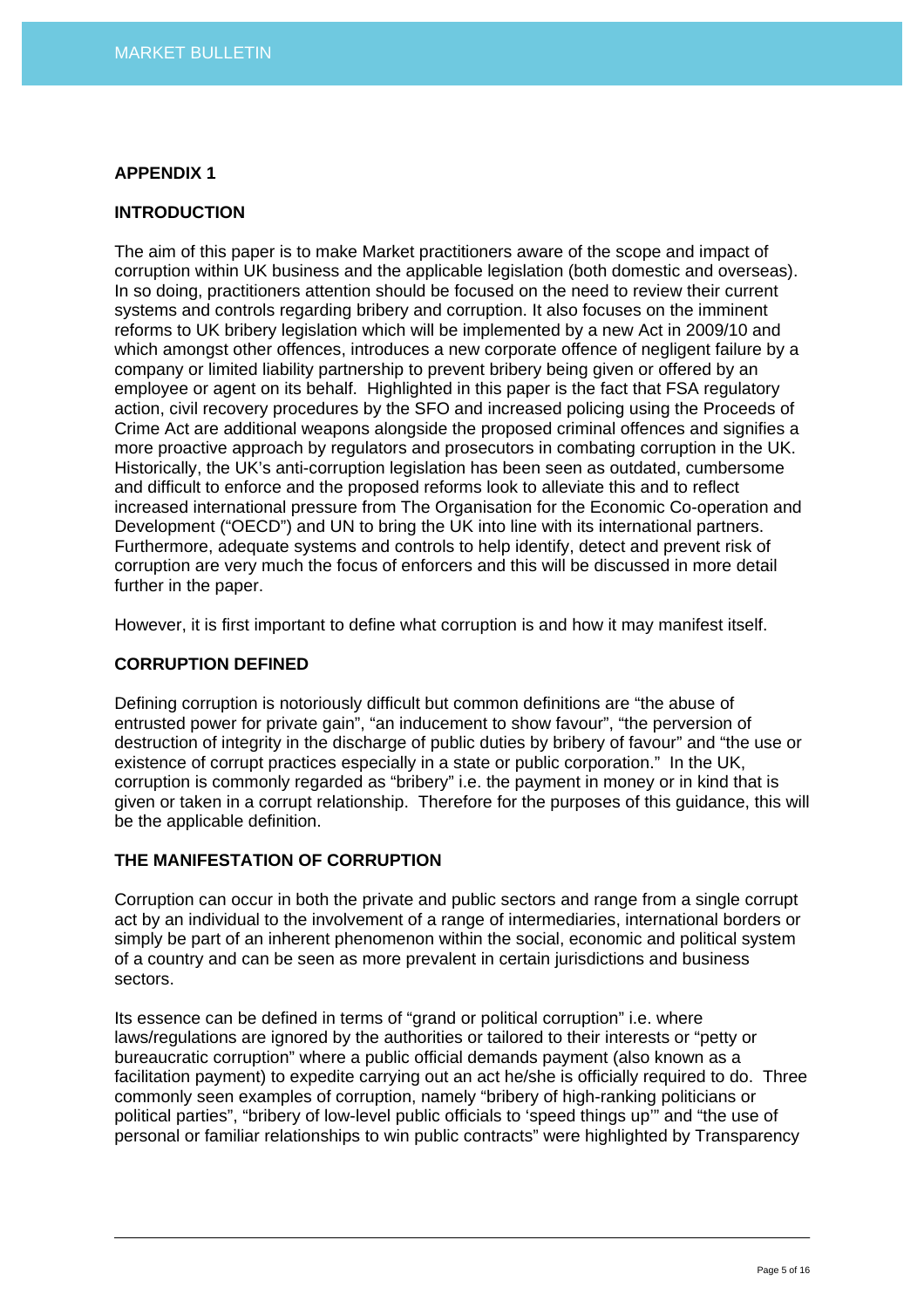## APPENDIX 1

### INTRODUCTION

The aim of this paper is to make Market practitioners aware of the scope and impact of corruption within UK business and the applicable legislation (both domestic and overseas). In so doing, practitioners attention should be focused on the need to review their current systems and controls regarding bribery and corruption. It also focuses on the imminent reforms to UK bribery legislation which will be implemented by a new Act in 2009/10 and which amongst other offences, introduces a new corporate offence of negligent failure by a company or limited liability partnership to prevent bribery being given or offered by an employee or agent on its behalf. Highlighted in this paper is the fact that FSA regulatory action, civil recovery procedures by the SFO and increased policing using the Proceeds of Crime Act are additional weapons alongside the proposed criminal offences and signifies a more proactive approach by regulators and prosecutors in combating corruption in the UK. Historically, the UK's anti-corruption legislation has been seen as outdated, cumbersome and difficult to enforce and the proposed reforms look to alleviate this and to reflect increased international pressure from The Organisation for the Economic Co-operation and Development ("OECD") and UN to bring the UK into line with its international partners. Furthermore, adequate systems and controls to help identify, detect and prevent risk of corruption are very much the focus of enforcers and this will be discussed in more detail further in the paper.

However, it is first important to define what corruption is and how it may manifest itself.

### CORRUPTION DEFINED

Defining corruption is notoriously difficult but common definitions are "the abuse of entrusted power for private gain", "an inducement to show favour", "the perversion of destruction of integrity in the discharge of public duties by bribery of favour" and "the use or existence of corrupt practices especially in a state or public corporation." In the UK, corruption is commonly regarded as "bribery" i.e. the payment in money or in kind that is given or taken in a corrupt relationship. Therefore for the purposes of this guidance, this will be the applicable definition.

### THE MANIFESTATION OF CORRUPTION

Corruption can occur in both the private and public sectors and range from a single corrupt act by an individual to the involvement of a range of intermediaries, international borders or simply be part of an inherent phenomenon within the social, economic and political system of a country and can be seen as more prevalent in certain jurisdictions and business sectors.

Its essence can be defined in terms of "grand or political corruption" i.e. where laws/regulations are ignored by the authorities or tailored to their interests or "petty or bureaucratic corruption" where a public official demands payment (also known as a facilitation payment) to expedite carrying out an act he/she is officially required to do. Three commonly seen examples of corruption, namely "bribery of high-ranking politicians or political parties", "bribery of low-level public officials to 'speed things up'" and "the use of personal or familiar relationships to win public contracts" were highlighted by Transparency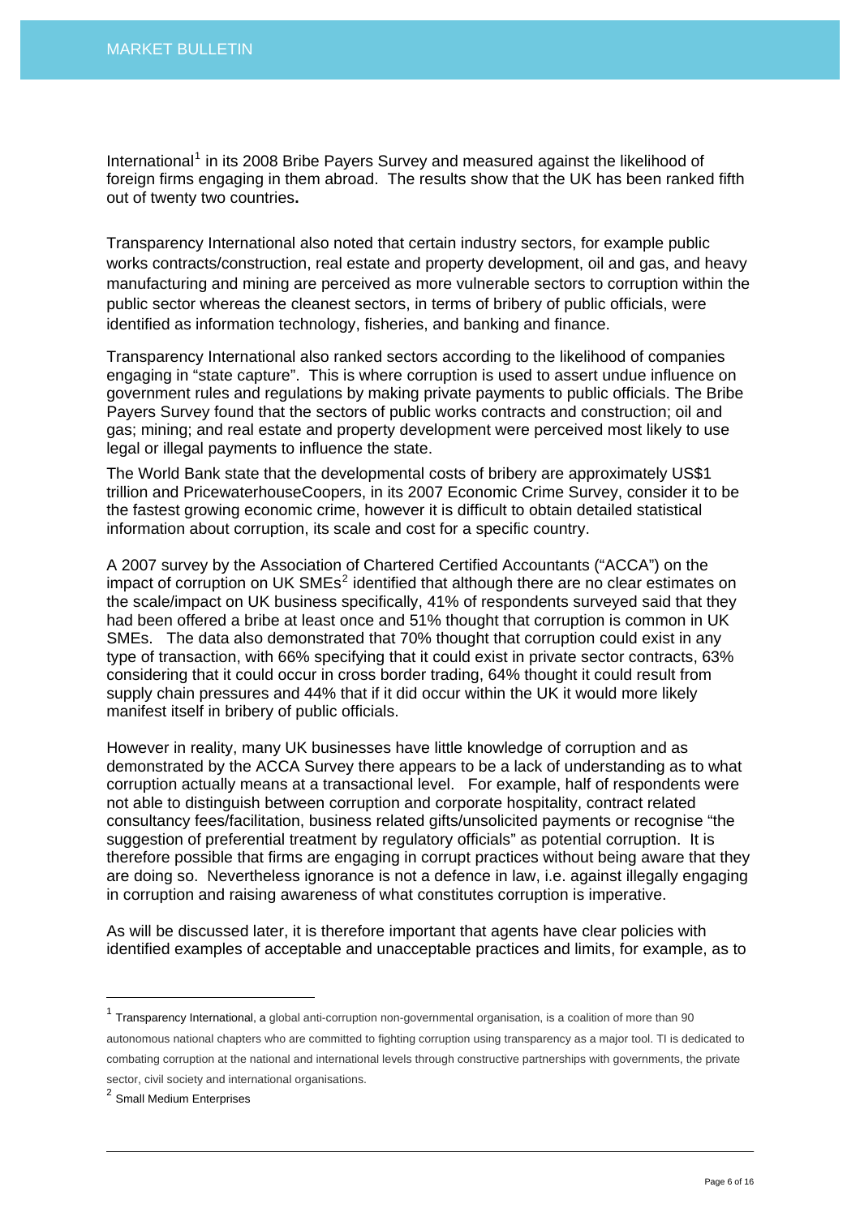International[1] in its 2008 Bribe Payers Survey and measured against the likelihood of foreign firms engaging in them abroad. The results show that the UK has been ranked fifth out of twenty two countries**.**

Transparency International also noted that certain industry sectors, for example public works contracts/construction, real estate and property development, oil and gas, and heavy manufacturing and mining are perceived as more vulnerable sectors to corruption within the public sector whereas the cleanest sectors, in terms of bribery of public officials, were identified as information technology, fisheries, and banking and finance.

Transparency International also ranked sectors according to the likelihood of companies engaging in "state capture". This is where corruption is used to assert undue influence on government rules and regulations by making private payments to public officials. The Bribe Payers Survey found that the sectors of public works contracts and construction; oil and gas; mining; and real estate and property development were perceived most likely to use legal or illegal payments to influence the state.

The World Bank state that the developmental costs of bribery are approximately US$1 trillion and PricewaterhouseCoopers, in its 2007 Economic Crime Survey, consider it to be the fastest growing economic crime, however it is difficult to obtain detailed statistical information about corruption, its scale and cost for a specific country.

A 2007 survey by the Association of Chartered Certified Accountants ("ACCA") on the impact of corruption on UK SMEs[2] identified that although there are no clear estimates on the scale/impact on UK business specifically, 41% of respondents surveyed said that they had been offered a bribe at least once and 51% thought that corruption is common in UK SMEs. The data also demonstrated that 70% thought that corruption could exist in any type of transaction, with 66% specifying that it could exist in private sector contracts, 63% considering that it could occur in cross border trading, 64% thought it could result from supply chain pressures and 44% that if it did occur within the UK it would more likely manifest itself in bribery of public officials.

However in reality, many UK businesses have little knowledge of corruption and as demonstrated by the ACCA Survey there appears to be a lack of understanding as to what corruption actually means at a transactional level. For example, half of respondents were not able to distinguish between corruption and corporate hospitality, contract related consultancy fees/facilitation, business related gifts/unsolicited payments or recognise "the suggestion of preferential treatment by regulatory officials" as potential corruption. It is therefore possible that firms are engaging in corrupt practices without being aware that they are doing so. Nevertheless ignorance is not a defence in law, i.e. against illegally engaging in corruption and raising awareness of what constitutes corruption is imperative.

As will be discussed later, it is therefore important that agents have clear policies with identified examples of acceptable and unacceptable practices and limits, for example, as to

---

[1] Transparency International, a global anti-corruption non-governmental organisation, is a coalition of more than 90 autonomous national chapters who are committed to fighting corruption using transparency as a major tool. TI is dedicated to combating corruption at the national and international levels through constructive partnerships with governments, the private sector, civil society and international organisations.

[2] Small Medium Enterprises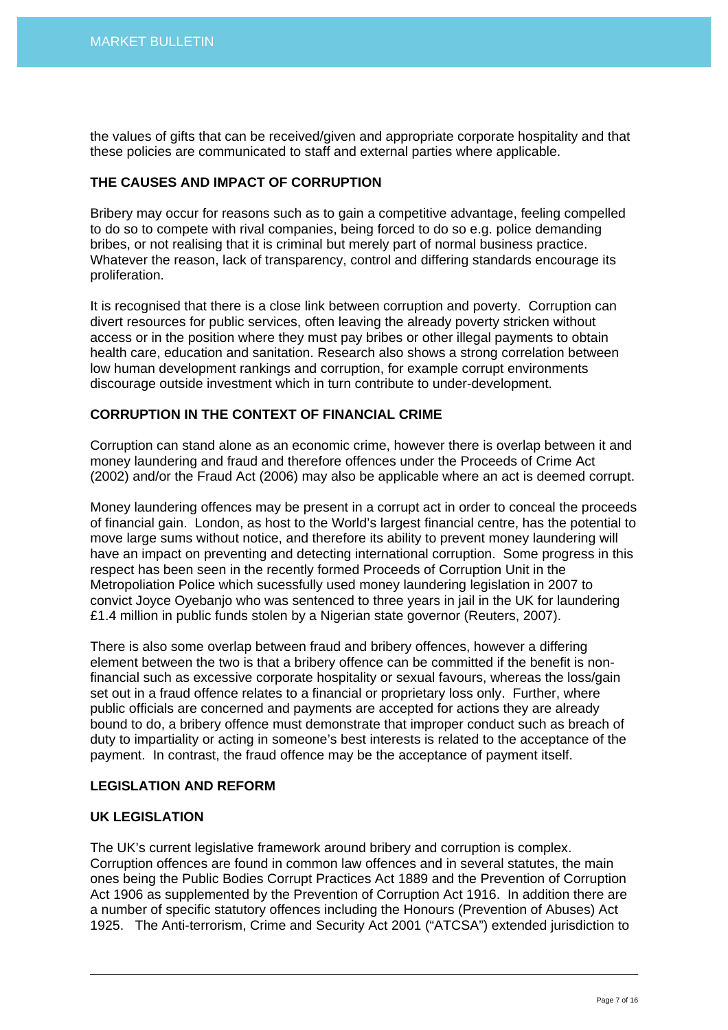the values of gifts that can be received/given and appropriate corporate hospitality and that these policies are communicated to staff and external parties where applicable.

## THE CAUSES AND IMPACT OF CORRUPTION

Bribery may occur for reasons such as to gain a competitive advantage, feeling compelled to do so to compete with rival companies, being forced to do so e.g. police demanding bribes, or not realising that it is criminal but merely part of normal business practice. Whatever the reason, lack of transparency, control and differing standards encourage its proliferation.

It is recognised that there is a close link between corruption and poverty. Corruption can divert resources for public services, often leaving the already poverty stricken without access or in the position where they must pay bribes or other illegal payments to obtain health care, education and sanitation. Research also shows a strong correlation between low human development rankings and corruption, for example corrupt environments discourage outside investment which in turn contribute to under-development.

## CORRUPTION IN THE CONTEXT OF FINANCIAL CRIME

Corruption can stand alone as an economic crime, however there is overlap between it and money laundering and fraud and therefore offences under the Proceeds of Crime Act (2002) and/or the Fraud Act (2006) may also be applicable where an act is deemed corrupt.

Money laundering offences may be present in a corrupt act in order to conceal the proceeds of financial gain. London, as host to the World's largest financial centre, has the potential to move large sums without notice, and therefore its ability to prevent money laundering will have an impact on preventing and detecting international corruption. Some progress in this respect has been seen in the recently formed Proceeds of Corruption Unit in the Metropoliation Police which sucessfully used money laundering legislation in 2007 to convict Joyce Oyebanjo who was sentenced to three years in jail in the UK for laundering £1.4 million in public funds stolen by a Nigerian state governor (Reuters, 2007).

There is also some overlap between fraud and bribery offences, however a differing element between the two is that a bribery offence can be committed if the benefit is non-financial such as excessive corporate hospitality or sexual favours, whereas the loss/gain set out in a fraud offence relates to a financial or proprietary loss only. Further, where public officials are concerned and payments are accepted for actions they are already bound to do, a bribery offence must demonstrate that improper conduct such as breach of duty to impartiality or acting in someone's best interests is related to the acceptance of the payment. In contrast, the fraud offence may be the acceptance of payment itself.

## LEGISLATION AND REFORM

### UK LEGISLATION

The UK's current legislative framework around bribery and corruption is complex. Corruption offences are found in common law offences and in several statutes, the main ones being the Public Bodies Corrupt Practices Act 1889 and the Prevention of Corruption Act 1906 as supplemented by the Prevention of Corruption Act 1916. In addition there are a number of specific statutory offences including the Honours (Prevention of Abuses) Act 1925. The Anti-terrorism, Crime and Security Act 2001 ("ATCSA") extended jurisdiction to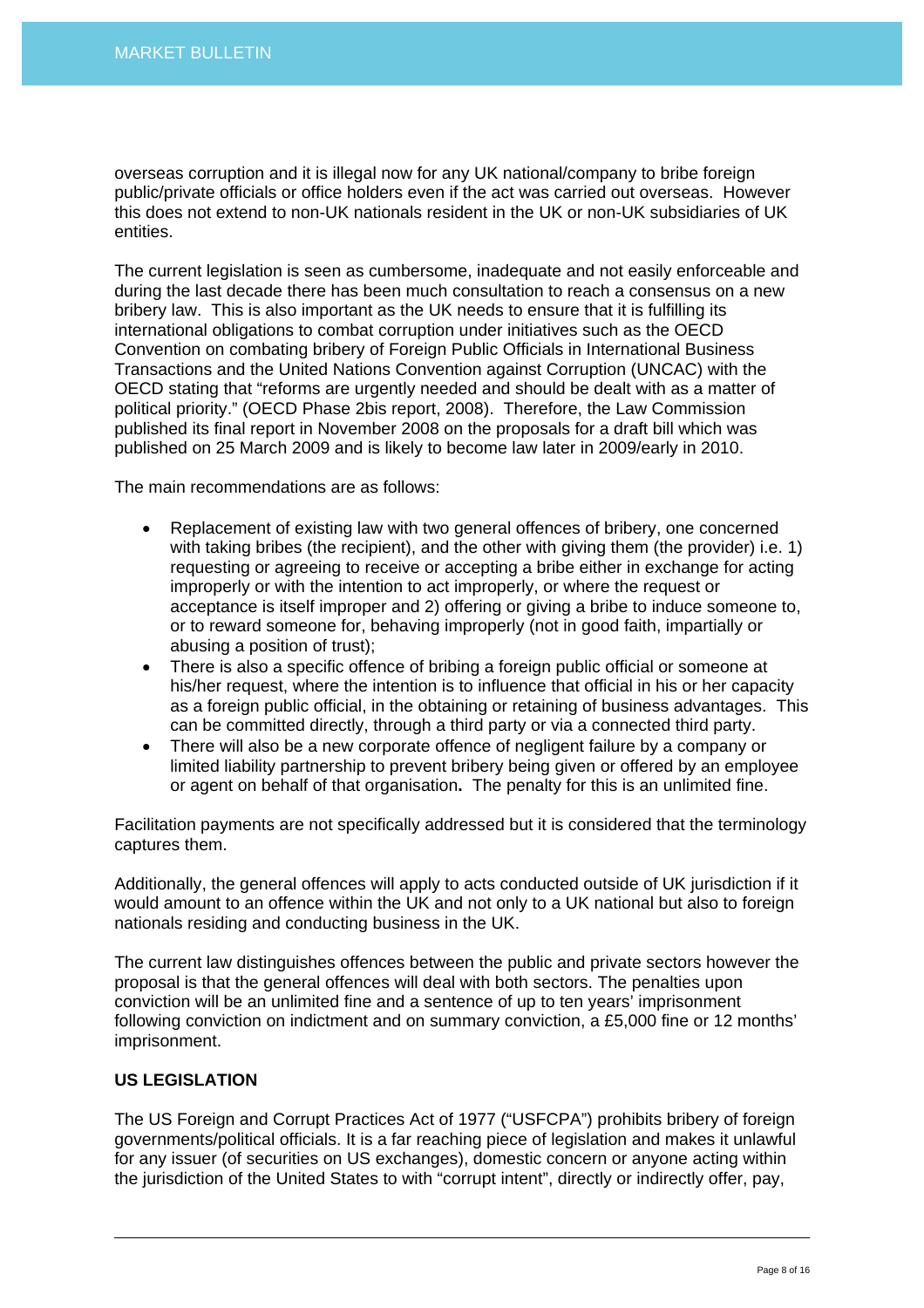overseas corruption and it is illegal now for any UK national/company to bribe foreign public/private officials or office holders even if the act was carried out overseas. However this does not extend to non-UK nationals resident in the UK or non-UK subsidiaries of UK entities.

The current legislation is seen as cumbersome, inadequate and not easily enforceable and during the last decade there has been much consultation to reach a consensus on a new bribery law. This is also important as the UK needs to ensure that it is fulfilling its international obligations to combat corruption under initiatives such as the OECD Convention on combating bribery of Foreign Public Officials in International Business Transactions and the United Nations Convention against Corruption (UNCAC) with the OECD stating that "reforms are urgently needed and should be dealt with as a matter of political priority." (OECD Phase 2bis report, 2008). Therefore, the Law Commission published its final report in November 2008 on the proposals for a draft bill which was published on 25 March 2009 and is likely to become law later in 2009/early in 2010.

The main recommendations are as follows:

- Replacement of existing law with two general offences of bribery, one concerned with taking bribes (the recipient), and the other with giving them (the provider) i.e. 1) requesting or agreeing to receive or accepting a bribe either in exchange for acting improperly or with the intention to act improperly, or where the request or acceptance is itself improper and 2) offering or giving a bribe to induce someone to, or to reward someone for, behaving improperly (not in good faith, impartially or abusing a position of trust);
- There is also a specific offence of bribing a foreign public official or someone at his/her request, where the intention is to influence that official in his or her capacity as a foreign public official, in the obtaining or retaining of business advantages. This can be committed directly, through a third party or via a connected third party.
- There will also be a new corporate offence of negligent failure by a company or limited liability partnership to prevent bribery being given or offered by an employee or agent on behalf of that organisation**.** The penalty for this is an unlimited fine.

Facilitation payments are not specifically addressed but it is considered that the terminology captures them.

Additionally, the general offences will apply to acts conducted outside of UK jurisdiction if it would amount to an offence within the UK and not only to a UK national but also to foreign nationals residing and conducting business in the UK.

The current law distinguishes offences between the public and private sectors however the proposal is that the general offences will deal with both sectors. The penalties upon conviction will be an unlimited fine and a sentence of up to ten years' imprisonment following conviction on indictment and on summary conviction, a £5,000 fine or 12 months' imprisonment.

**US LEGISLATION**

The US Foreign and Corrupt Practices Act of 1977 ("USFCPA") prohibits bribery of foreign governments/political officials. It is a far reaching piece of legislation and makes it unlawful for any issuer (of securities on US exchanges), domestic concern or anyone acting within the jurisdiction of the United States to with "corrupt intent", directly or indirectly offer, pay,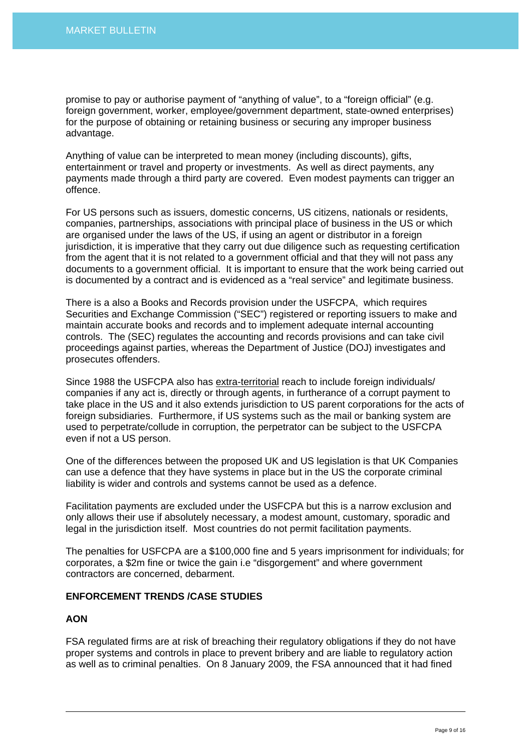promise to pay or authorise payment of "anything of value", to a "foreign official" (e.g. foreign government, worker, employee/government department, state-owned enterprises) for the purpose of obtaining or retaining business or securing any improper business advantage.

Anything of value can be interpreted to mean money (including discounts), gifts, entertainment or travel and property or investments. As well as direct payments, any payments made through a third party are covered. Even modest payments can trigger an offence.

For US persons such as issuers, domestic concerns, US citizens, nationals or residents, companies, partnerships, associations with principal place of business in the US or which are organised under the laws of the US, if using an agent or distributor in a foreign jurisdiction, it is imperative that they carry out due diligence such as requesting certification from the agent that it is not related to a government official and that they will not pass any documents to a government official. It is important to ensure that the work being carried out is documented by a contract and is evidenced as a "real service" and legitimate business.

There is a also a Books and Records provision under the USFCPA, which requires Securities and Exchange Commission ("SEC") registered or reporting issuers to make and maintain accurate books and records and to implement adequate internal accounting controls. The (SEC) regulates the accounting and records provisions and can take civil proceedings against parties, whereas the Department of Justice (DOJ) investigates and prosecutes offenders.

Since 1988 the USFCPA also has extra-territorial reach to include foreign individuals/ companies if any act is, directly or through agents, in furtherance of a corrupt payment to take place in the US and it also extends jurisdiction to US parent corporations for the acts of foreign subsidiaries. Furthermore, if US systems such as the mail or banking system are used to perpetrate/collude in corruption, the perpetrator can be subject to the USFCPA even if not a US person.

One of the differences between the proposed UK and US legislation is that UK Companies can use a defence that they have systems in place but in the US the corporate criminal liability is wider and controls and systems cannot be used as a defence.

Facilitation payments are excluded under the USFCPA but this is a narrow exclusion and only allows their use if absolutely necessary, a modest amount, customary, sporadic and legal in the jurisdiction itself. Most countries do not permit facilitation payments.

The penalties for USFCPA are a $100,000 fine and 5 years imprisonment for individuals; for corporates, a $2m fine or twice the gain i.e "disgorgement" and where government contractors are concerned, debarment.

**ENFORCEMENT TRENDS /CASE STUDIES**

**AON**

FSA regulated firms are at risk of breaching their regulatory obligations if they do not have proper systems and controls in place to prevent bribery and are liable to regulatory action as well as to criminal penalties. On 8 January 2009, the FSA announced that it had fined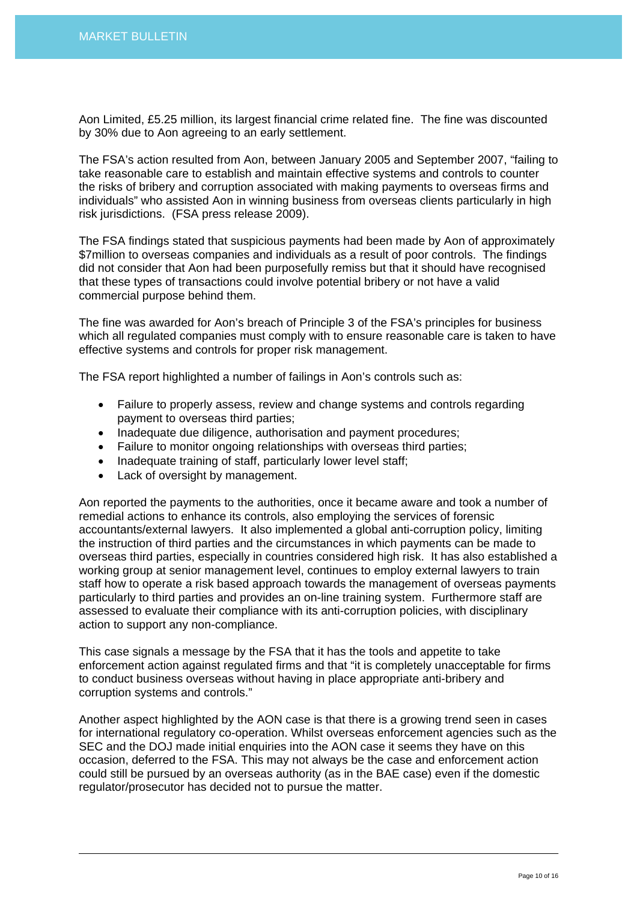Aon Limited, £5.25 million, its largest financial crime related fine. The fine was discounted by 30% due to Aon agreeing to an early settlement.

The FSA's action resulted from Aon, between January 2005 and September 2007, "failing to take reasonable care to establish and maintain effective systems and controls to counter the risks of bribery and corruption associated with making payments to overseas firms and individuals" who assisted Aon in winning business from overseas clients particularly in high risk jurisdictions. (FSA press release 2009).

The FSA findings stated that suspicious payments had been made by Aon of approximately $7million to overseas companies and individuals as a result of poor controls. The findings did not consider that Aon had been purposefully remiss but that it should have recognised that these types of transactions could involve potential bribery or not have a valid commercial purpose behind them.

The fine was awarded for Aon's breach of Principle 3 of the FSA's principles for business which all regulated companies must comply with to ensure reasonable care is taken to have effective systems and controls for proper risk management.

The FSA report highlighted a number of failings in Aon's controls such as:

- Failure to properly assess, review and change systems and controls regarding payment to overseas third parties;
- Inadequate due diligence, authorisation and payment procedures;
- Failure to monitor ongoing relationships with overseas third parties;
- Inadequate training of staff, particularly lower level staff;
- Lack of oversight by management.

Aon reported the payments to the authorities, once it became aware and took a number of remedial actions to enhance its controls, also employing the services of forensic accountants/external lawyers. It also implemented a global anti-corruption policy, limiting the instruction of third parties and the circumstances in which payments can be made to overseas third parties, especially in countries considered high risk. It has also established a working group at senior management level, continues to employ external lawyers to train staff how to operate a risk based approach towards the management of overseas payments particularly to third parties and provides an on-line training system. Furthermore staff are assessed to evaluate their compliance with its anti-corruption policies, with disciplinary action to support any non-compliance.

This case signals a message by the FSA that it has the tools and appetite to take enforcement action against regulated firms and that "it is completely unacceptable for firms to conduct business overseas without having in place appropriate anti-bribery and corruption systems and controls."

Another aspect highlighted by the AON case is that there is a growing trend seen in cases for international regulatory co-operation. Whilst overseas enforcement agencies such as the SEC and the DOJ made initial enquiries into the AON case it seems they have on this occasion, deferred to the FSA. This may not always be the case and enforcement action could still be pursued by an overseas authority (as in the BAE case) even if the domestic regulator/prosecutor has decided not to pursue the matter.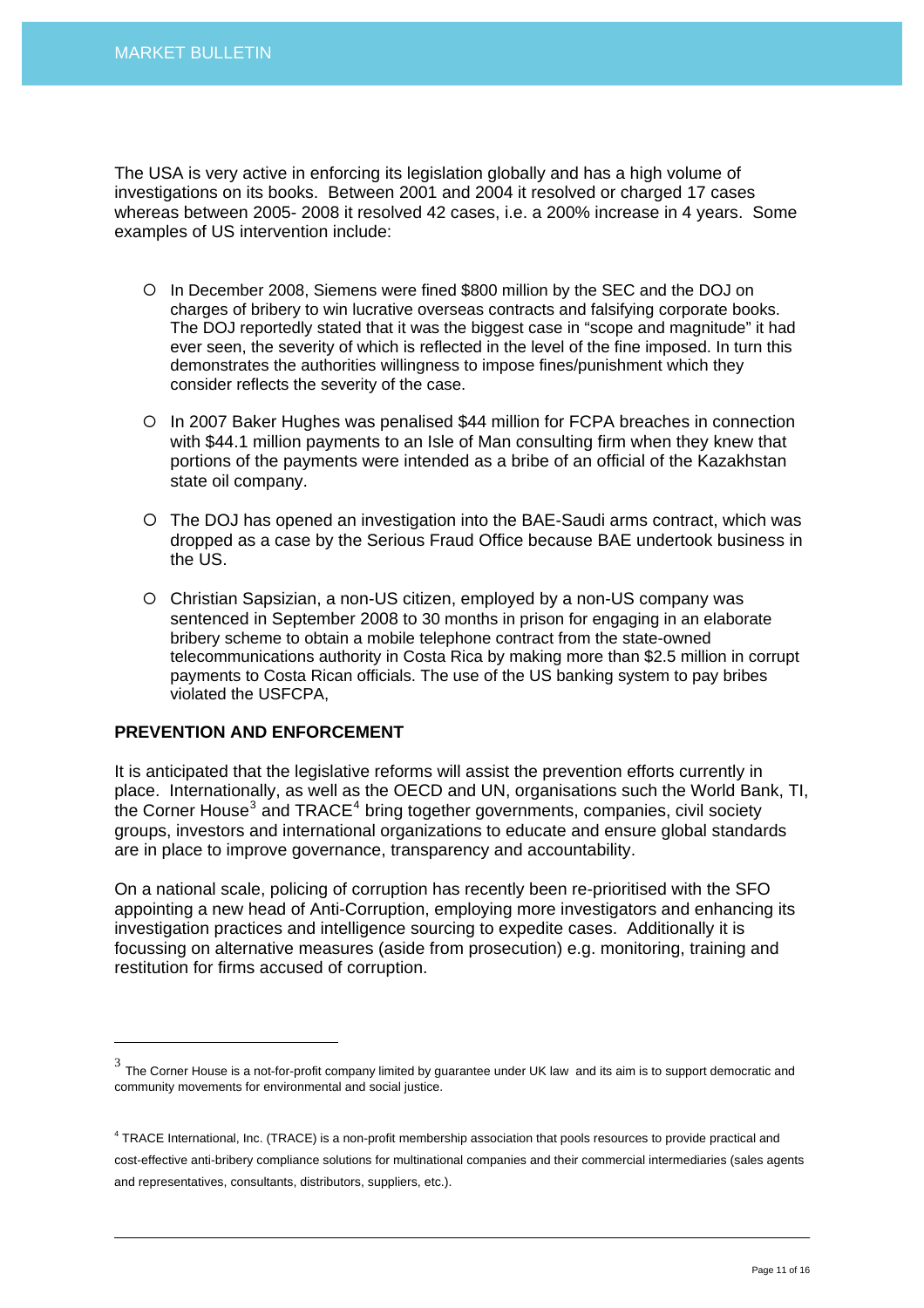The USA is very active in enforcing its legislation globally and has a high volume of investigations on its books. Between 2001 and 2004 it resolved or charged 17 cases whereas between 2005- 2008 it resolved 42 cases, i.e. a 200% increase in 4 years. Some examples of US intervention include:

- In December 2008, Siemens were fined $800 million by the SEC and the DOJ on charges of bribery to win lucrative overseas contracts and falsifying corporate books. The DOJ reportedly stated that it was the biggest case in "scope and magnitude" it had ever seen, the severity of which is reflected in the level of the fine imposed. In turn this demonstrates the authorities willingness to impose fines/punishment which they consider reflects the severity of the case.

- In 2007 Baker Hughes was penalised $44 million for FCPA breaches in connection with $44.1 million payments to an Isle of Man consulting firm when they knew that portions of the payments were intended as a bribe of an official of the Kazakhstan state oil company.

- The DOJ has opened an investigation into the BAE-Saudi arms contract, which was dropped as a case by the Serious Fraud Office because BAE undertook business in the US.

- Christian Sapsizian, a non-US citizen, employed by a non-US company was sentenced in September 2008 to 30 months in prison for engaging in an elaborate bribery scheme to obtain a mobile telephone contract from the state-owned telecommunications authority in Costa Rica by making more than $2.5 million in corrupt payments to Costa Rican officials. The use of the US banking system to pay bribes violated the USFCPA,

**PREVENTION AND ENFORCEMENT**

It is anticipated that the legislative reforms will assist the prevention efforts currently in place. Internationally, as well as the OECD and UN, organisations such the World Bank, TI, the Corner House[3] and TRACE[4] bring together governments, companies, civil society groups, investors and international organizations to educate and ensure global standards are in place to improve governance, transparency and accountability.

On a national scale, policing of corruption has recently been re-prioritised with the SFO appointing a new head of Anti-Corruption, employing more investigators and enhancing its investigation practices and intelligence sourcing to expedite cases. Additionally it is focussing on alternative measures (aside from prosecution) e.g. monitoring, training and restitution for firms accused of corruption.

---

[3] The Corner House is a not-for-profit company limited by guarantee under UK law and its aim is to support democratic and community movements for environmental and social justice.

[4] TRACE International, Inc. (TRACE) is a non-profit membership association that pools resources to provide practical and cost-effective anti-bribery compliance solutions for multinational companies and their commercial intermediaries (sales agents and representatives, consultants, distributors, suppliers, etc.).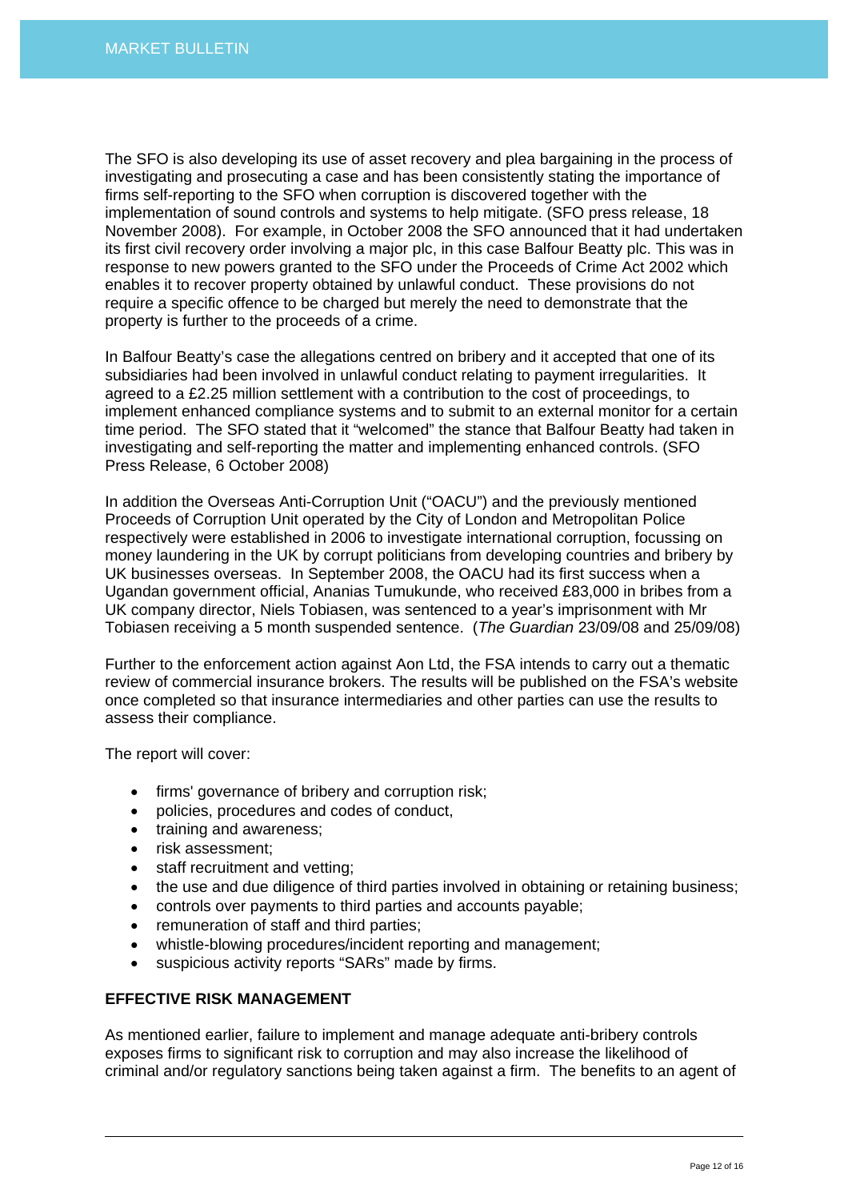The SFO is also developing its use of asset recovery and plea bargaining in the process of investigating and prosecuting a case and has been consistently stating the importance of firms self-reporting to the SFO when corruption is discovered together with the implementation of sound controls and systems to help mitigate. (SFO press release, 18 November 2008). For example, in October 2008 the SFO announced that it had undertaken its first civil recovery order involving a major plc, in this case Balfour Beatty plc. This was in response to new powers granted to the SFO under the Proceeds of Crime Act 2002 which enables it to recover property obtained by unlawful conduct. These provisions do not require a specific offence to be charged but merely the need to demonstrate that the property is further to the proceeds of a crime.

In Balfour Beatty's case the allegations centred on bribery and it accepted that one of its subsidiaries had been involved in unlawful conduct relating to payment irregularities. It agreed to a £2.25 million settlement with a contribution to the cost of proceedings, to implement enhanced compliance systems and to submit to an external monitor for a certain time period. The SFO stated that it "welcomed" the stance that Balfour Beatty had taken in investigating and self-reporting the matter and implementing enhanced controls. (SFO Press Release, 6 October 2008)

In addition the Overseas Anti-Corruption Unit ("OACU") and the previously mentioned Proceeds of Corruption Unit operated by the City of London and Metropolitan Police respectively were established in 2006 to investigate international corruption, focussing on money laundering in the UK by corrupt politicians from developing countries and bribery by UK businesses overseas. In September 2008, the OACU had its first success when a Ugandan government official, Ananias Tumukunde, who received £83,000 in bribes from a UK company director, Niels Tobiasen, was sentenced to a year's imprisonment with Mr Tobiasen receiving a 5 month suspended sentence. (*The Guardian* 23/09/08 and 25/09/08)

Further to the enforcement action against Aon Ltd, the FSA intends to carry out a thematic review of commercial insurance brokers. The results will be published on the FSA's website once completed so that insurance intermediaries and other parties can use the results to assess their compliance.

The report will cover:

- firms' governance of bribery and corruption risk;
- policies, procedures and codes of conduct,
- training and awareness;
- risk assessment;
- staff recruitment and vetting;
- the use and due diligence of third parties involved in obtaining or retaining business;
- controls over payments to third parties and accounts payable;
- remuneration of staff and third parties;
- whistle-blowing procedures/incident reporting and management;
- suspicious activity reports "SARs" made by firms.

**EFFECTIVE RISK MANAGEMENT**

As mentioned earlier, failure to implement and manage adequate anti-bribery controls exposes firms to significant risk to corruption and may also increase the likelihood of criminal and/or regulatory sanctions being taken against a firm. The benefits to an agent of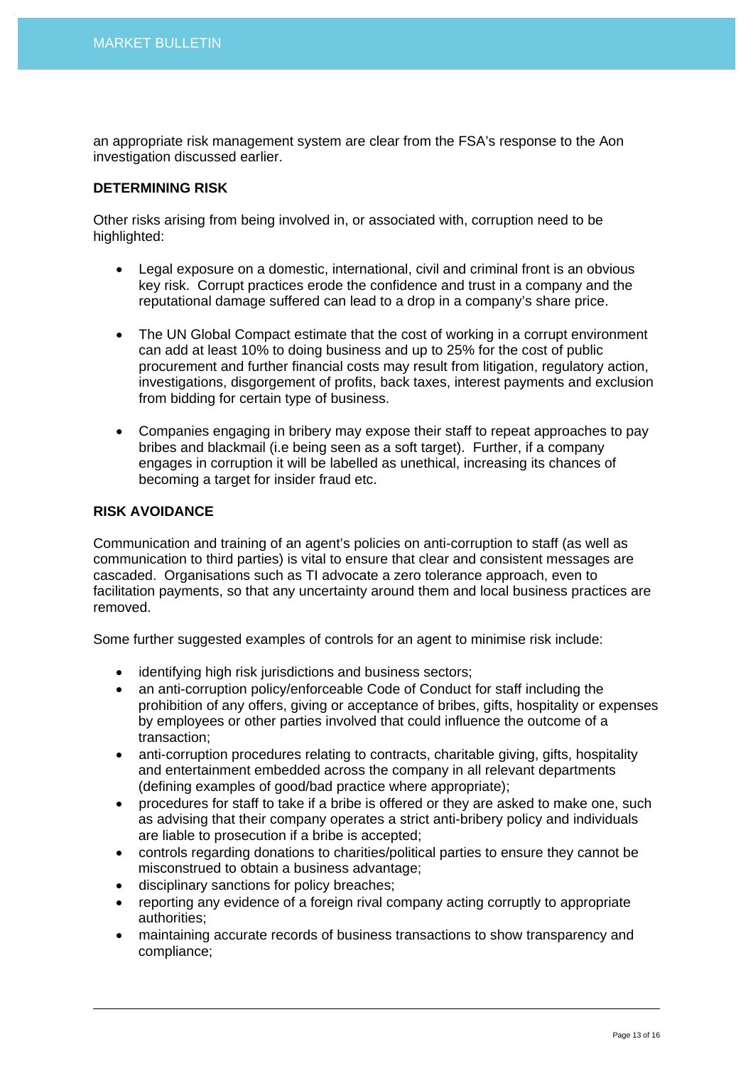an appropriate risk management system are clear from the FSA's response to the Aon investigation discussed earlier.

**DETERMINING RISK**

Other risks arising from being involved in, or associated with, corruption need to be highlighted:

- Legal exposure on a domestic, international, civil and criminal front is an obvious key risk. Corrupt practices erode the confidence and trust in a company and the reputational damage suffered can lead to a drop in a company's share price.

- The UN Global Compact estimate that the cost of working in a corrupt environment can add at least 10% to doing business and up to 25% for the cost of public procurement and further financial costs may result from litigation, regulatory action, investigations, disgorgement of profits, back taxes, interest payments and exclusion from bidding for certain type of business.

- Companies engaging in bribery may expose their staff to repeat approaches to pay bribes and blackmail (i.e being seen as a soft target). Further, if a company engages in corruption it will be labelled as unethical, increasing its chances of becoming a target for insider fraud etc.

**RISK AVOIDANCE**

Communication and training of an agent's policies on anti-corruption to staff (as well as communication to third parties) is vital to ensure that clear and consistent messages are cascaded. Organisations such as TI advocate a zero tolerance approach, even to facilitation payments, so that any uncertainty around them and local business practices are removed.

Some further suggested examples of controls for an agent to minimise risk include:

- identifying high risk jurisdictions and business sectors;
- an anti-corruption policy/enforceable Code of Conduct for staff including the prohibition of any offers, giving or acceptance of bribes, gifts, hospitality or expenses by employees or other parties involved that could influence the outcome of a transaction;
- anti-corruption procedures relating to contracts, charitable giving, gifts, hospitality and entertainment embedded across the company in all relevant departments (defining examples of good/bad practice where appropriate);
- procedures for staff to take if a bribe is offered or they are asked to make one, such as advising that their company operates a strict anti-bribery policy and individuals are liable to prosecution if a bribe is accepted;
- controls regarding donations to charities/political parties to ensure they cannot be misconstrued to obtain a business advantage;
- disciplinary sanctions for policy breaches;
- reporting any evidence of a foreign rival company acting corruptly to appropriate authorities;
- maintaining accurate records of business transactions to show transparency and compliance;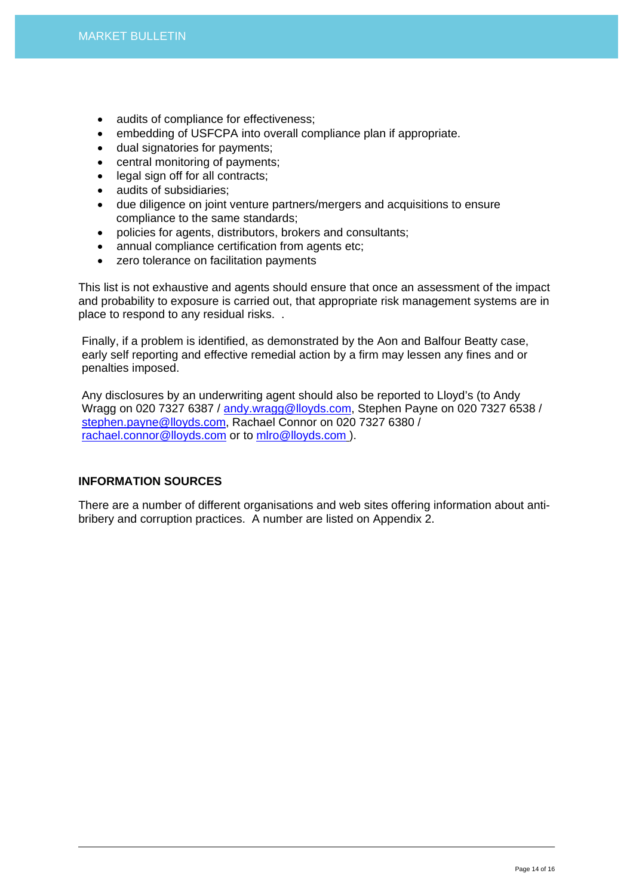- audits of compliance for effectiveness;
- embedding of USFCPA into overall compliance plan if appropriate.
- dual signatories for payments;
- central monitoring of payments;
- legal sign off for all contracts;
- audits of subsidiaries;
- due diligence on joint venture partners/mergers and acquisitions to ensure compliance to the same standards;
- policies for agents, distributors, brokers and consultants;
- annual compliance certification from agents etc;
- zero tolerance on facilitation payments

This list is not exhaustive and agents should ensure that once an assessment of the impact and probability to exposure is carried out, that appropriate risk management systems are in place to respond to any residual risks. .

Finally, if a problem is identified, as demonstrated by the Aon and Balfour Beatty case, early self reporting and effective remedial action by a firm may lessen any fines and or penalties imposed.

Any disclosures by an underwriting agent should also be reported to Lloyd's (to Andy Wragg on 020 7327 6387 / andy.wragg@lloyds.com, Stephen Payne on 020 7327 6538 / stephen.payne@lloyds.com, Rachael Connor on 020 7327 6380 / rachael.connor@lloyds.com or to mlro@lloyds.com ).

## INFORMATION SOURCES

There are a number of different organisations and web sites offering information about anti-bribery and corruption practices. A number are listed on Appendix 2.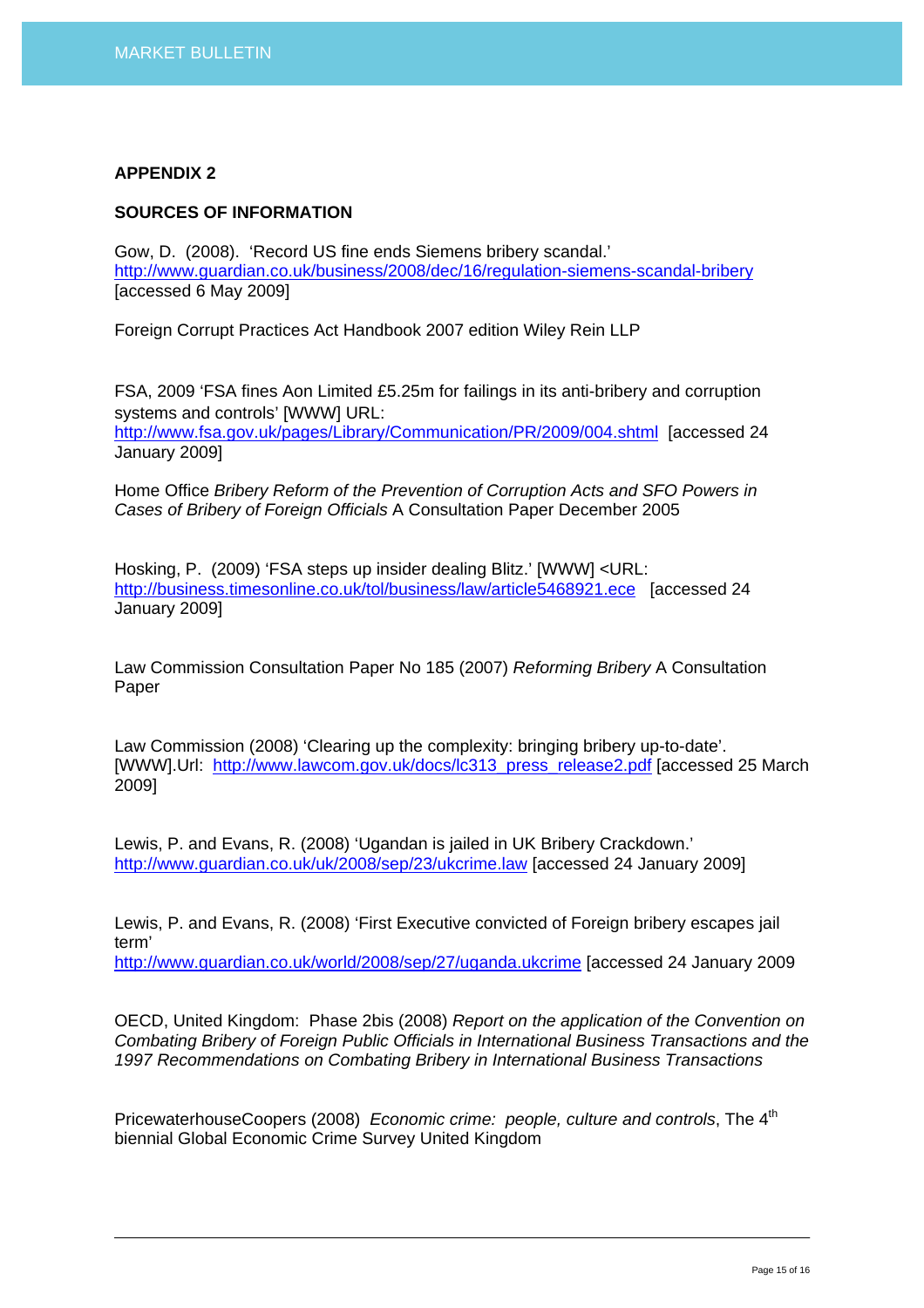## APPENDIX 2

## SOURCES OF INFORMATION

Gow, D. (2008). 'Record US fine ends Siemens bribery scandal.' http://www.guardian.co.uk/business/2008/dec/16/regulation-siemens-scandal-bribery [accessed 6 May 2009]

Foreign Corrupt Practices Act Handbook 2007 edition Wiley Rein LLP

FSA, 2009 'FSA fines Aon Limited £5.25m for failings in its anti-bribery and corruption systems and controls' [WWW] URL: http://www.fsa.gov.uk/pages/Library/Communication/PR/2009/004.shtml [accessed 24 January 2009]

Home Office *Bribery Reform of the Prevention of Corruption Acts and SFO Powers in Cases of Bribery of Foreign Officials* A Consultation Paper December 2005

Hosking, P. (2009) 'FSA steps up insider dealing Blitz.' [WWW] <URL: http://business.timesonline.co.uk/tol/business/law/article5468921.ece [accessed 24 January 2009]

Law Commission Consultation Paper No 185 (2007) *Reforming Bribery* A Consultation Paper

Law Commission (2008) 'Clearing up the complexity: bringing bribery up-to-date'. [WWW].Url: http://www.lawcom.gov.uk/docs/lc313_press_release2.pdf [accessed 25 March 2009]

Lewis, P. and Evans, R. (2008) 'Ugandan is jailed in UK Bribery Crackdown.' http://www.guardian.co.uk/uk/2008/sep/23/ukcrime.law [accessed 24 January 2009]

Lewis, P. and Evans, R. (2008) 'First Executive convicted of Foreign bribery escapes jail term' http://www.guardian.co.uk/world/2008/sep/27/uganda.ukcrime [accessed 24 January 2009

OECD, United Kingdom: Phase 2bis (2008) *Report on the application of the Convention on Combating Bribery of Foreign Public Officials in International Business Transactions and the 1997 Recommendations on Combating Bribery in International Business Transactions*

PricewaterhouseCoopers (2008) *Economic crime: people, culture and controls*, The 4th biennial Global Economic Crime Survey United Kingdom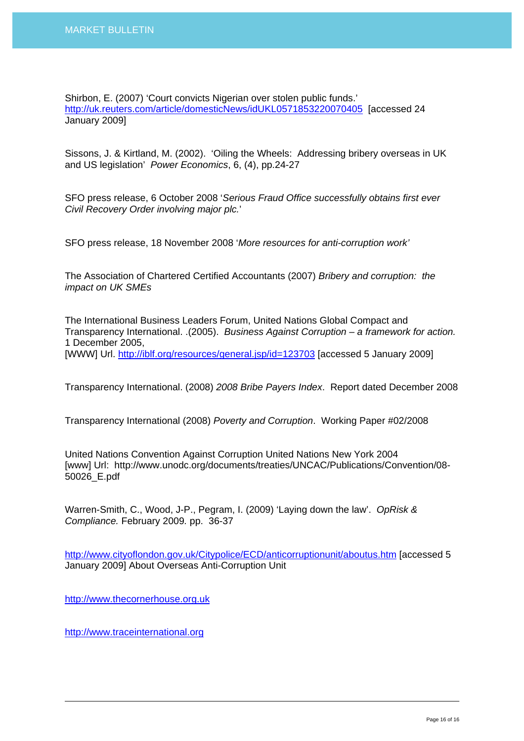Shirbon, E. (2007) 'Court convicts Nigerian over stolen public funds.' http://uk.reuters.com/article/domesticNews/idUKL0571853220070405 [accessed 24 January 2009]

Sissons, J. & Kirtland, M. (2002). 'Oiling the Wheels: Addressing bribery overseas in UK and US legislation' *Power Economics*, 6, (4), pp.24-27

SFO press release, 6 October 2008 '*Serious Fraud Office successfully obtains first ever Civil Recovery Order involving major plc.*'

SFO press release, 18 November 2008 '*More resources for anti-corruption work'*

The Association of Chartered Certified Accountants (2007) *Bribery and corruption: the impact on UK SMEs*

The International Business Leaders Forum, United Nations Global Compact and Transparency International. .(2005). *Business Against Corruption – a framework for action.* 1 December 2005, [WWW] Url. http://iblf.org/resources/general.jsp/id=123703 [accessed 5 January 2009]

Transparency International. (2008) *2008 Bribe Payers Index*. Report dated December 2008

Transparency International (2008) *Poverty and Corruption*. Working Paper #02/2008

United Nations Convention Against Corruption United Nations New York 2004 [www] Url: http://www.unodc.org/documents/treaties/UNCAC/Publications/Convention/08-50026_E.pdf

Warren-Smith, C., Wood, J-P., Pegram, I. (2009) 'Laying down the law'. *OpRisk & Compliance.* February 2009. pp. 36-37

http://www.cityoflondon.gov.uk/Citypolice/ECD/anticorruptionunit/aboutus.htm [accessed 5 January 2009] About Overseas Anti-Corruption Unit

http://www.thecornerhouse.org.uk

http://www.traceinternational.org